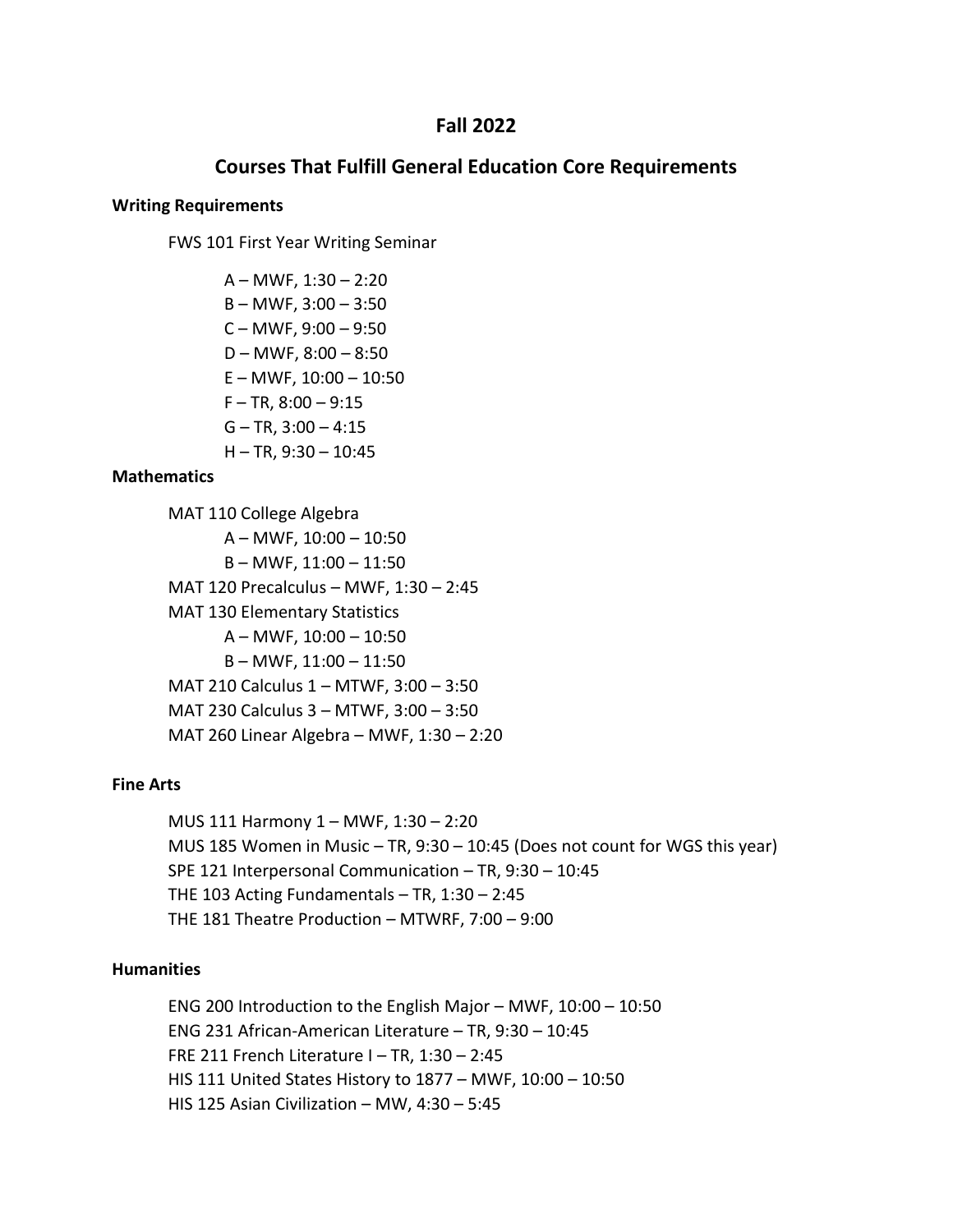# Fall 2022

## Courses That Fulfill General Education Core Requirements

### Writing Requirements

FWS 101 First Year Writing Seminar

- A – MWF, 1:30 – 2:20
- B – MWF, 3:00 – 3:50
- C – MWF, 9:00 – 9:50
- D – MWF, 8:00 – 8:50
- E – MWF, 10:00 – 10:50
- F – TR, 8:00 – 9:15
- G – TR, 3:00 – 4:15
- H – TR, 9:30 – 10:45

### Mathematics

MAT 110 College Algebra
- A – MWF, 10:00 – 10:50
- B – MWF, 11:00 – 11:50

MAT 120 Precalculus – MWF, 1:30 – 2:45

MAT 130 Elementary Statistics
- A – MWF, 10:00 – 10:50
- B – MWF, 11:00 – 11:50

MAT 210 Calculus 1 – MTWF, 3:00 – 3:50

MAT 230 Calculus 3 – MTWF, 3:00 – 3:50

MAT 260 Linear Algebra – MWF, 1:30 – 2:20

### Fine Arts

MUS 111 Harmony 1 – MWF, 1:30 – 2:20

MUS 185 Women in Music – TR, 9:30 – 10:45 (Does not count for WGS this year)

SPE 121 Interpersonal Communication – TR, 9:30 – 10:45

THE 103 Acting Fundamentals – TR, 1:30 – 2:45

THE 181 Theatre Production – MTWRF, 7:00 – 9:00

### Humanities

ENG 200 Introduction to the English Major – MWF, 10:00 – 10:50

ENG 231 African-American Literature – TR, 9:30 – 10:45

FRE 211 French Literature I – TR, 1:30 – 2:45

HIS 111 United States History to 1877 – MWF, 10:00 – 10:50

HIS 125 Asian Civilization – MW, 4:30 – 5:45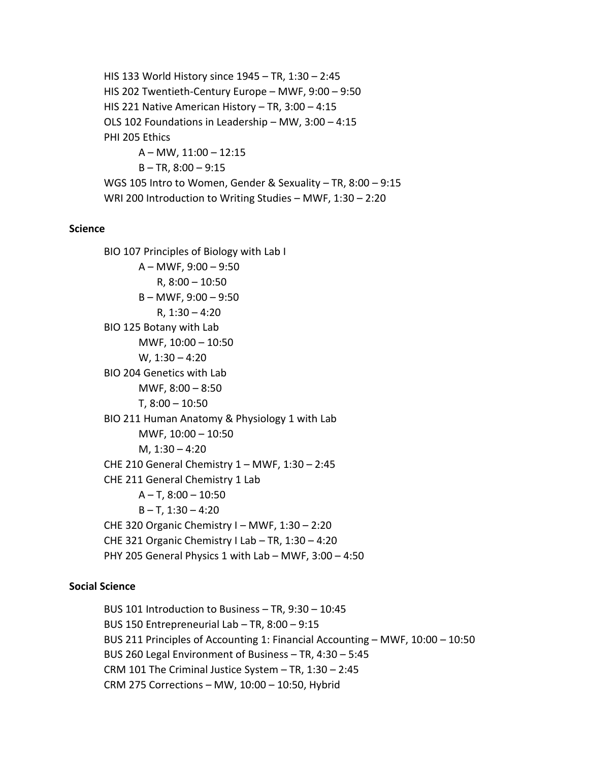HIS 133 World History since 1945 – TR, 1:30 – 2:45
HIS 202 Twentieth-Century Europe – MWF, 9:00 – 9:50
HIS 221 Native American History – TR, 3:00 – 4:15
OLS 102 Foundations in Leadership – MW, 3:00 – 4:15
PHI 205 Ethics
- A – MW, 11:00 – 12:15
- B – TR, 8:00 – 9:15

WGS 105 Intro to Women, Gender & Sexuality – TR, 8:00 – 9:15
WRI 200 Introduction to Writing Studies – MWF, 1:30 – 2:20

**Science**

BIO 107 Principles of Biology with Lab I
- A – MWF, 9:00 – 9:50
  R, 8:00 – 10:50
- B – MWF, 9:00 – 9:50
  R, 1:30 – 4:20

BIO 125 Botany with Lab
- MWF, 10:00 – 10:50
- W, 1:30 – 4:20

BIO 204 Genetics with Lab
- MWF, 8:00 – 8:50
- T, 8:00 – 10:50

BIO 211 Human Anatomy & Physiology 1 with Lab
- MWF, 10:00 – 10:50
- M, 1:30 – 4:20

CHE 210 General Chemistry 1 – MWF, 1:30 – 2:45
CHE 211 General Chemistry 1 Lab
- A – T, 8:00 – 10:50
- B – T, 1:30 – 4:20

CHE 320 Organic Chemistry I – MWF, 1:30 – 2:20
CHE 321 Organic Chemistry I Lab – TR, 1:30 – 4:20
PHY 205 General Physics 1 with Lab – MWF, 3:00 – 4:50

**Social Science**

BUS 101 Introduction to Business – TR, 9:30 – 10:45
BUS 150 Entrepreneurial Lab – TR, 8:00 – 9:15
BUS 211 Principles of Accounting 1: Financial Accounting – MWF, 10:00 – 10:50
BUS 260 Legal Environment of Business – TR, 4:30 – 5:45
CRM 101 The Criminal Justice System – TR, 1:30 – 2:45
CRM 275 Corrections – MW, 10:00 – 10:50, Hybrid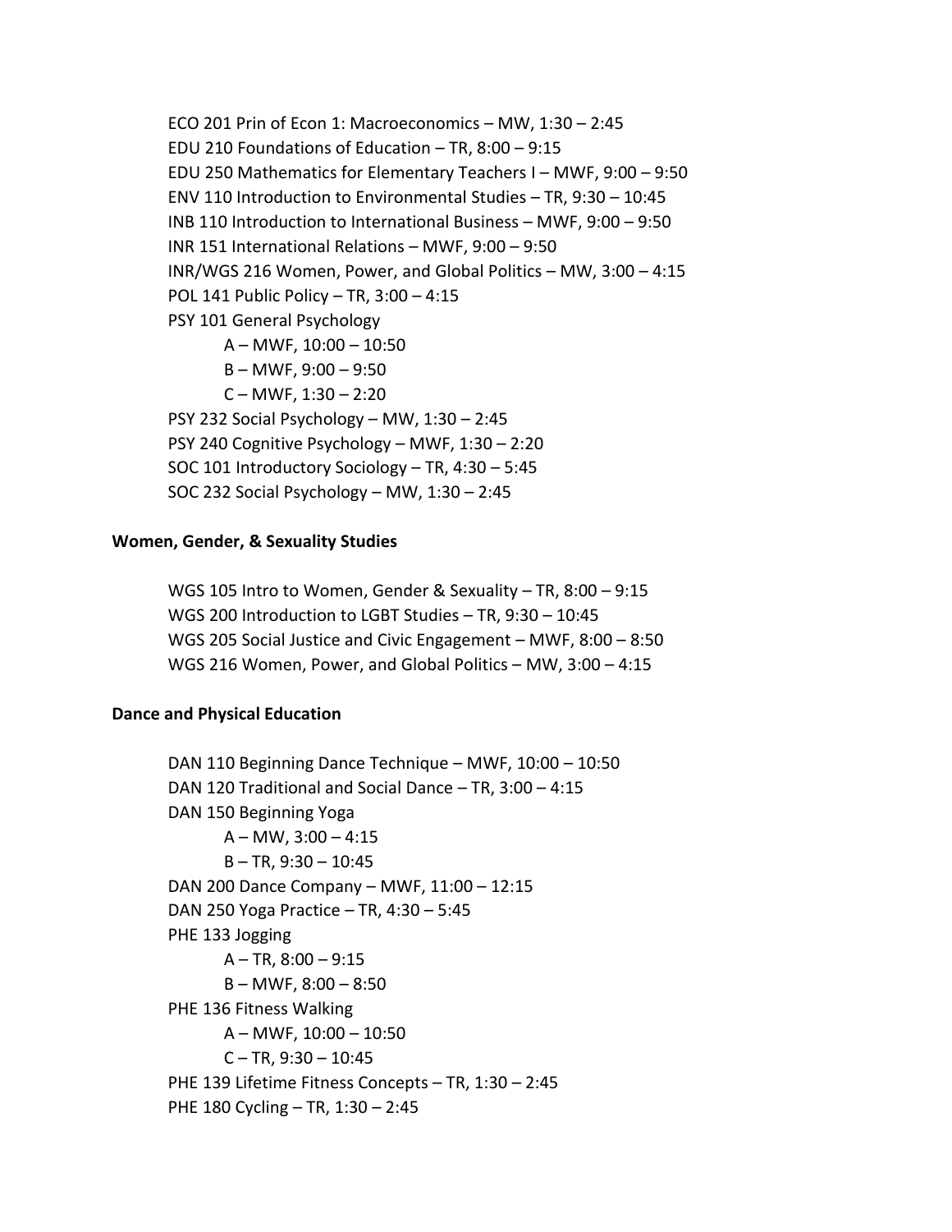ECO 201 Prin of Econ 1: Macroeconomics – MW, 1:30 – 2:45
EDU 210 Foundations of Education – TR, 8:00 – 9:15
EDU 250 Mathematics for Elementary Teachers I – MWF, 9:00 – 9:50
ENV 110 Introduction to Environmental Studies – TR, 9:30 – 10:45
INB 110 Introduction to International Business – MWF, 9:00 – 9:50
INR 151 International Relations – MWF, 9:00 – 9:50
INR/WGS 216 Women, Power, and Global Politics – MW, 3:00 – 4:15
POL 141 Public Policy – TR, 3:00 – 4:15
PSY 101 General Psychology
- A – MWF, 10:00 – 10:50
- B – MWF, 9:00 – 9:50
- C – MWF, 1:30 – 2:20

PSY 232 Social Psychology – MW, 1:30 – 2:45
PSY 240 Cognitive Psychology – MWF, 1:30 – 2:20
SOC 101 Introductory Sociology – TR, 4:30 – 5:45
SOC 232 Social Psychology – MW, 1:30 – 2:45

**Women, Gender, & Sexuality Studies**

WGS 105 Intro to Women, Gender & Sexuality – TR, 8:00 – 9:15
WGS 200 Introduction to LGBT Studies – TR, 9:30 – 10:45
WGS 205 Social Justice and Civic Engagement – MWF, 8:00 – 8:50
WGS 216 Women, Power, and Global Politics – MW, 3:00 – 4:15

**Dance and Physical Education**

DAN 110 Beginning Dance Technique – MWF, 10:00 – 10:50
DAN 120 Traditional and Social Dance – TR, 3:00 – 4:15
DAN 150 Beginning Yoga
- A – MW, 3:00 – 4:15
- B – TR, 9:30 – 10:45

DAN 200 Dance Company – MWF, 11:00 – 12:15
DAN 250 Yoga Practice – TR, 4:30 – 5:45
PHE 133 Jogging
- A – TR, 8:00 – 9:15
- B – MWF, 8:00 – 8:50

PHE 136 Fitness Walking
- A – MWF, 10:00 – 10:50
- C – TR, 9:30 – 10:45

PHE 139 Lifetime Fitness Concepts – TR, 1:30 – 2:45
PHE 180 Cycling – TR, 1:30 – 2:45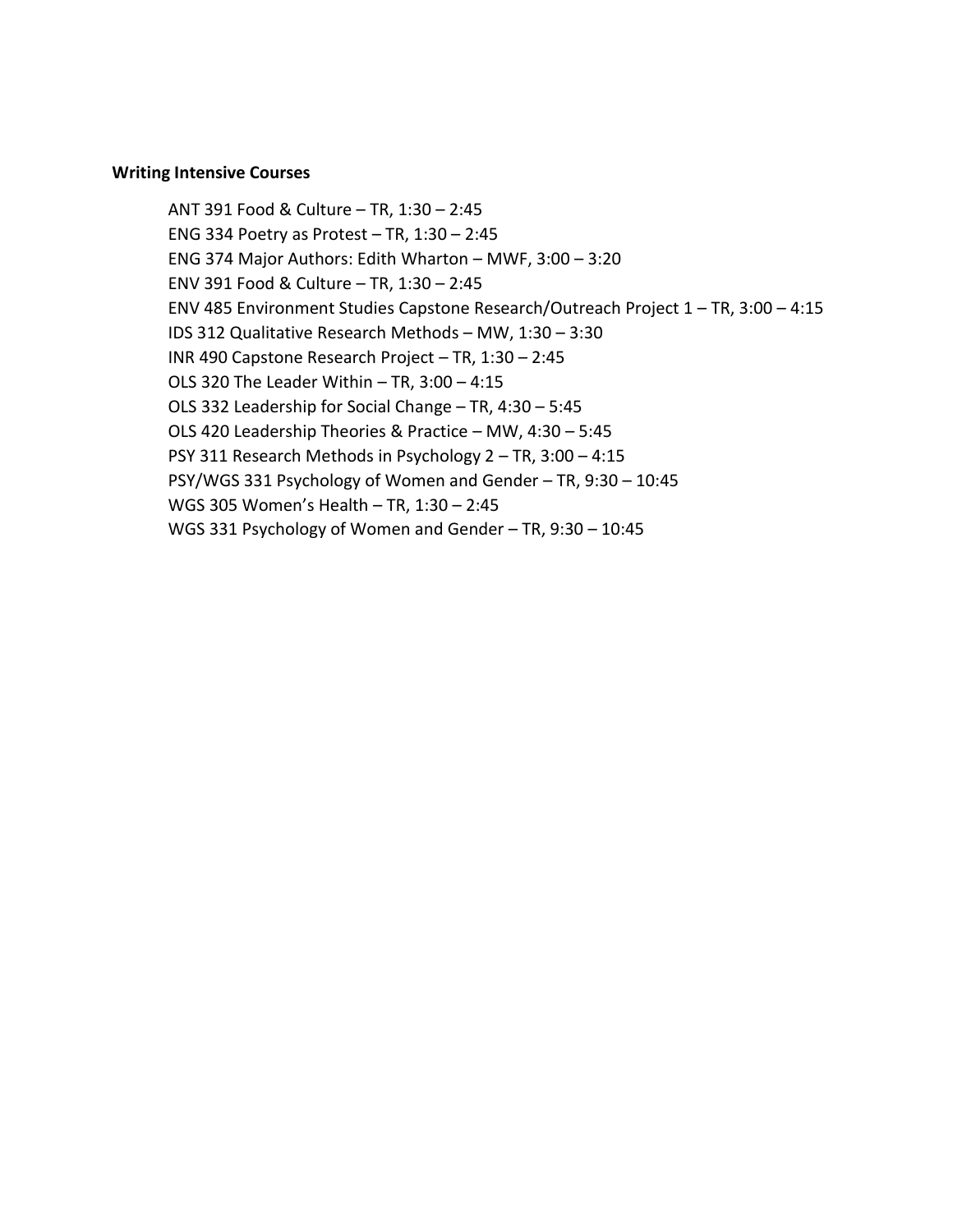**Writing Intensive Courses**

ANT 391 Food & Culture – TR, 1:30 – 2:45
ENG 334 Poetry as Protest – TR, 1:30 – 2:45
ENG 374 Major Authors: Edith Wharton – MWF, 3:00 – 3:20
ENV 391 Food & Culture – TR, 1:30 – 2:45
ENV 485 Environment Studies Capstone Research/Outreach Project 1 – TR, 3:00 – 4:15
IDS 312 Qualitative Research Methods – MW, 1:30 – 3:30
INR 490 Capstone Research Project – TR, 1:30 – 2:45
OLS 320 The Leader Within – TR, 3:00 – 4:15
OLS 332 Leadership for Social Change – TR, 4:30 – 5:45
OLS 420 Leadership Theories & Practice – MW, 4:30 – 5:45
PSY 311 Research Methods in Psychology 2 – TR, 3:00 – 4:15
PSY/WGS 331 Psychology of Women and Gender – TR, 9:30 – 10:45
WGS 305 Women's Health – TR, 1:30 – 2:45
WGS 331 Psychology of Women and Gender – TR, 9:30 – 10:45